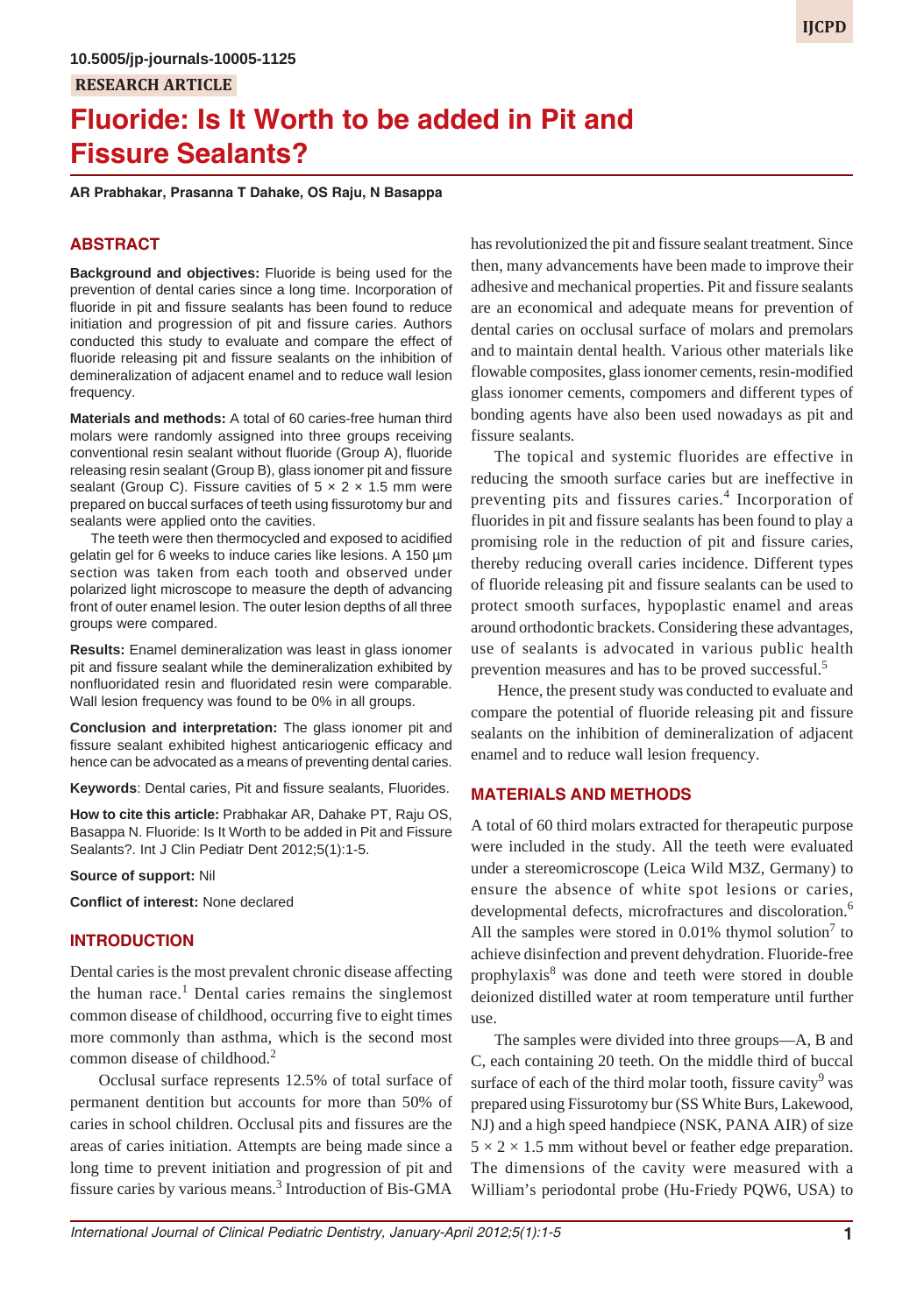10.5005/jp-journals-10005-1125

RESEARCH ARTICLE

# Fluoride: Is It Worth to be added in Pit and Fissure Sealants?

**AR Prabhakar, Prasanna T Dahake, OS Raju, N Basappa**

## ABSTRACT

**Background and objectives:** Fluoride is being used for the prevention of dental caries since a long time. Incorporation of fluoride in pit and fissure sealants has been found to reduce initiation and progression of pit and fissure caries. Authors conducted this study to evaluate and compare the effect of fluoride releasing pit and fissure sealants on the inhibition of demineralization of adjacent enamel and to reduce wall lesion frequency.

**Materials and methods:** A total of 60 caries-free human third molars were randomly assigned into three groups receiving conventional resin sealant without fluoride (Group A), fluoride releasing resin sealant (Group B), glass ionomer pit and fissure sealant (Group C). Fissure cavities of 5 × 2 × 1.5 mm were prepared on buccal surfaces of teeth using fissurotomy bur and sealants were applied onto the cavities.

The teeth were then thermocycled and exposed to acidified gelatin gel for 6 weeks to induce caries like lesions. A 150 µm section was taken from each tooth and observed under polarized light microscope to measure the depth of advancing front of outer enamel lesion. The outer lesion depths of all three groups were compared.

**Results:** Enamel demineralization was least in glass ionomer pit and fissure sealant while the demineralization exhibited by nonfluoridated resin and fluoridated resin were comparable. Wall lesion frequency was found to be 0% in all groups.

**Conclusion and interpretation:** The glass ionomer pit and fissure sealant exhibited highest anticariogenic efficacy and hence can be advocated as a means of preventing dental caries.

**Keywords**: Dental caries, Pit and fissure sealants, Fluorides.

**How to cite this article:** Prabhakar AR, Dahake PT, Raju OS, Basappa N. Fluoride: Is It Worth to be added in Pit and Fissure Sealants?. Int J Clin Pediatr Dent 2012;5(1):1-5.

**Source of support:** Nil

**Conflict of interest:** None declared

## INTRODUCTION

Dental caries is the most prevalent chronic disease affecting the human race.[1] Dental caries remains the singlemost common disease of childhood, occurring five to eight times more commonly than asthma, which is the second most common disease of childhood.[2]

Occlusal surface represents 12.5% of total surface of permanent dentition but accounts for more than 50% of caries in school children. Occlusal pits and fissures are the areas of caries initiation. Attempts are being made since a long time to prevent initiation and progression of pit and fissure caries by various means.[3] Introduction of Bis-GMA has revolutionized the pit and fissure sealant treatment. Since then, many advancements have been made to improve their adhesive and mechanical properties. Pit and fissure sealants are an economical and adequate means for prevention of dental caries on occlusal surface of molars and premolars and to maintain dental health. Various other materials like flowable composites, glass ionomer cements, resin-modified glass ionomer cements, compomers and different types of bonding agents have also been used nowadays as pit and fissure sealants.

The topical and systemic fluorides are effective in reducing the smooth surface caries but are ineffective in preventing pits and fissures caries.[4] Incorporation of fluorides in pit and fissure sealants has been found to play a promising role in the reduction of pit and fissure caries, thereby reducing overall caries incidence. Different types of fluoride releasing pit and fissure sealants can be used to protect smooth surfaces, hypoplastic enamel and areas around orthodontic brackets. Considering these advantages, use of sealants is advocated in various public health prevention measures and has to be proved successful.[5]

Hence, the present study was conducted to evaluate and compare the potential of fluoride releasing pit and fissure sealants on the inhibition of demineralization of adjacent enamel and to reduce wall lesion frequency.

## MATERIALS AND METHODS

A total of 60 third molars extracted for therapeutic purpose were included in the study. All the teeth were evaluated under a stereomicroscope (Leica Wild M3Z, Germany) to ensure the absence of white spot lesions or caries, developmental defects, microfractures and discoloration.[6] All the samples were stored in 0.01% thymol solution[7] to achieve disinfection and prevent dehydration. Fluoride-free prophylaxis[8] was done and teeth were stored in double deionized distilled water at room temperature until further use.

The samples were divided into three groups—A, B and C, each containing 20 teeth. On the middle third of buccal surface of each of the third molar tooth, fissure cavity[9] was prepared using Fissurotomy bur (SS White Burs, Lakewood, NJ) and a high speed handpiece (NSK, PANA AIR) of size 5 × 2 × 1.5 mm without bevel or feather edge preparation. The dimensions of the cavity were measured with a William's periodontal probe (Hu-Friedy PQW6, USA) to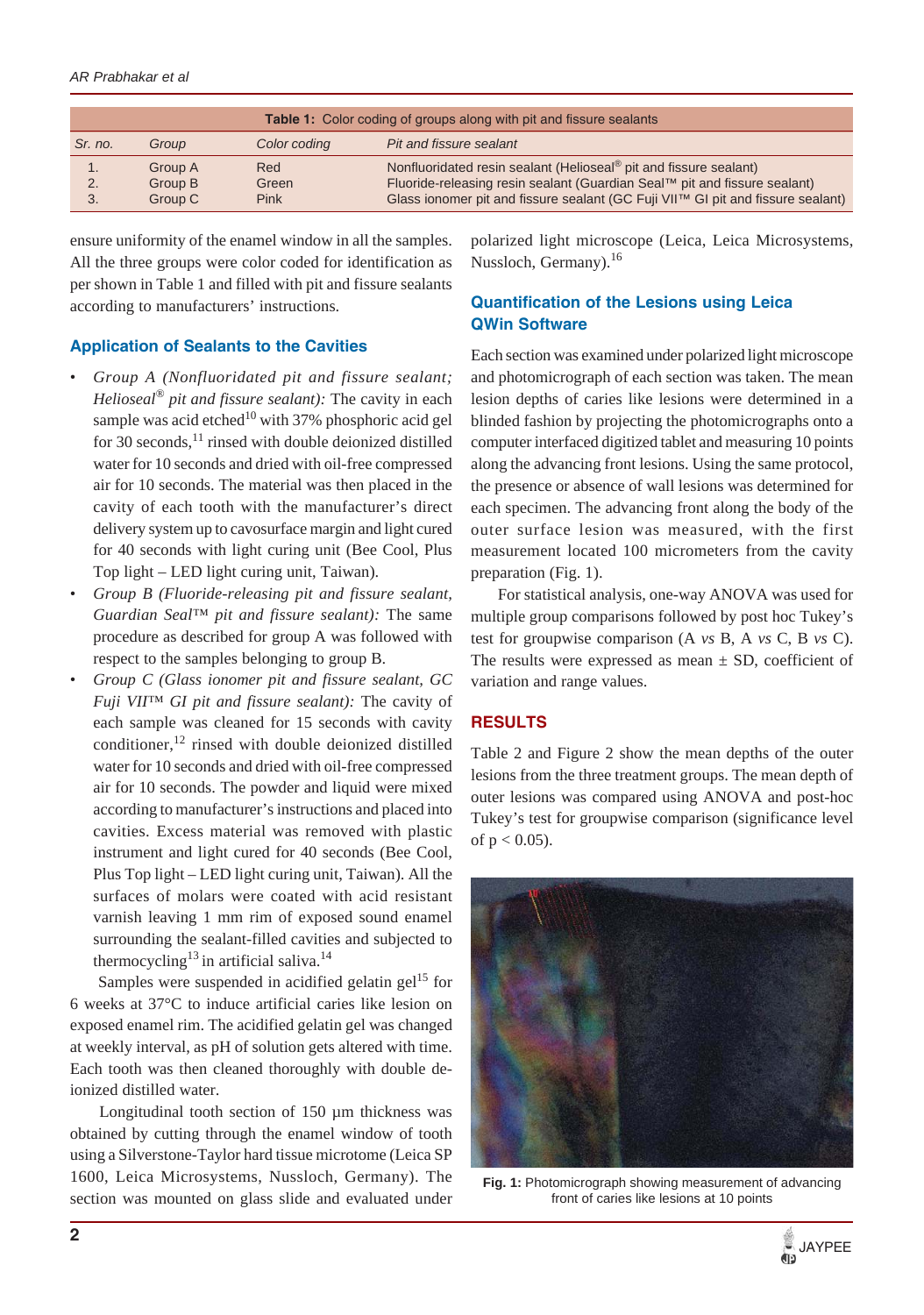**Table 1:** Color coding of groups along with pit and fissure sealants

| Sr. no. | Group | Color coding | Pit and fissure sealant |
|---|---|---|---|
| 1. | Group A | Red | Nonfluoridated resin sealant (Helioseal® pit and fissure sealant) |
| 2. | Group B | Green | Fluoride-releasing resin sealant (Guardian Seal™ pit and fissure sealant) |
| 3. | Group C | Pink | Glass ionomer pit and fissure sealant (GC Fuji VII™ GI pit and fissure sealant) |

ensure uniformity of the enamel window in all the samples. All the three groups were color coded for identification as per shown in Table 1 and filled with pit and fissure sealants according to manufacturers' instructions.

### Application of Sealants to the Cavities

- *Group A (Nonfluoridated pit and fissure sealant; Helioseal® pit and fissure sealant):* The cavity in each sample was acid etched[10] with 37% phosphoric acid gel for 30 seconds,[11] rinsed with double deionized distilled water for 10 seconds and dried with oil-free compressed air for 10 seconds. The material was then placed in the cavity of each tooth with the manufacturer's direct delivery system up to cavosurface margin and light cured for 40 seconds with light curing unit (Bee Cool, Plus Top light – LED light curing unit, Taiwan).
- *Group B (Fluoride-releasing pit and fissure sealant, Guardian Seal™ pit and fissure sealant):* The same procedure as described for group A was followed with respect to the samples belonging to group B.
- *Group C (Glass ionomer pit and fissure sealant, GC Fuji VII™ GI pit and fissure sealant):* The cavity of each sample was cleaned for 15 seconds with cavity conditioner,[12] rinsed with double deionized distilled water for 10 seconds and dried with oil-free compressed air for 10 seconds. The powder and liquid were mixed according to manufacturer's instructions and placed into cavities. Excess material was removed with plastic instrument and light cured for 40 seconds (Bee Cool, Plus Top light – LED light curing unit, Taiwan). All the surfaces of molars were coated with acid resistant varnish leaving 1 mm rim of exposed sound enamel surrounding the sealant-filled cavities and subjected to thermocycling[13] in artificial saliva.[14]

Samples were suspended in acidified gelatin gel[15] for 6 weeks at 37°C to induce artificial caries like lesion on exposed enamel rim. The acidified gelatin gel was changed at weekly interval, as pH of solution gets altered with time. Each tooth was then cleaned thoroughly with double deionized distilled water.

Longitudinal tooth section of 150 µm thickness was obtained by cutting through the enamel window of tooth using a Silverstone-Taylor hard tissue microtome (Leica SP 1600, Leica Microsystems, Nussloch, Germany). The section was mounted on glass slide and evaluated under polarized light microscope (Leica, Leica Microsystems, Nussloch, Germany).[16]

### Quantification of the Lesions using Leica QWin Software

Each section was examined under polarized light microscope and photomicrograph of each section was taken. The mean lesion depths of caries like lesions were determined in a blinded fashion by projecting the photomicrographs onto a computer interfaced digitized tablet and measuring 10 points along the advancing front lesions. Using the same protocol, the presence or absence of wall lesions was determined for each specimen. The advancing front along the body of the outer surface lesion was measured, with the first measurement located 100 micrometers from the cavity preparation (Fig. 1).

For statistical analysis, one-way ANOVA was used for multiple group comparisons followed by post hoc Tukey's test for groupwise comparison (A *vs* B, A *vs* C, B *vs* C). The results were expressed as mean ± SD, coefficient of variation and range values.

## RESULTS

Table 2 and Figure 2 show the mean depths of the outer lesions from the three treatment groups. The mean depth of outer lesions was compared using ANOVA and post-hoc Tukey's test for groupwise comparison (significance level of $p < 0.05$).

**Fig. 1:** Photomicrograph showing measurement of advancing front of caries like lesions at 10 points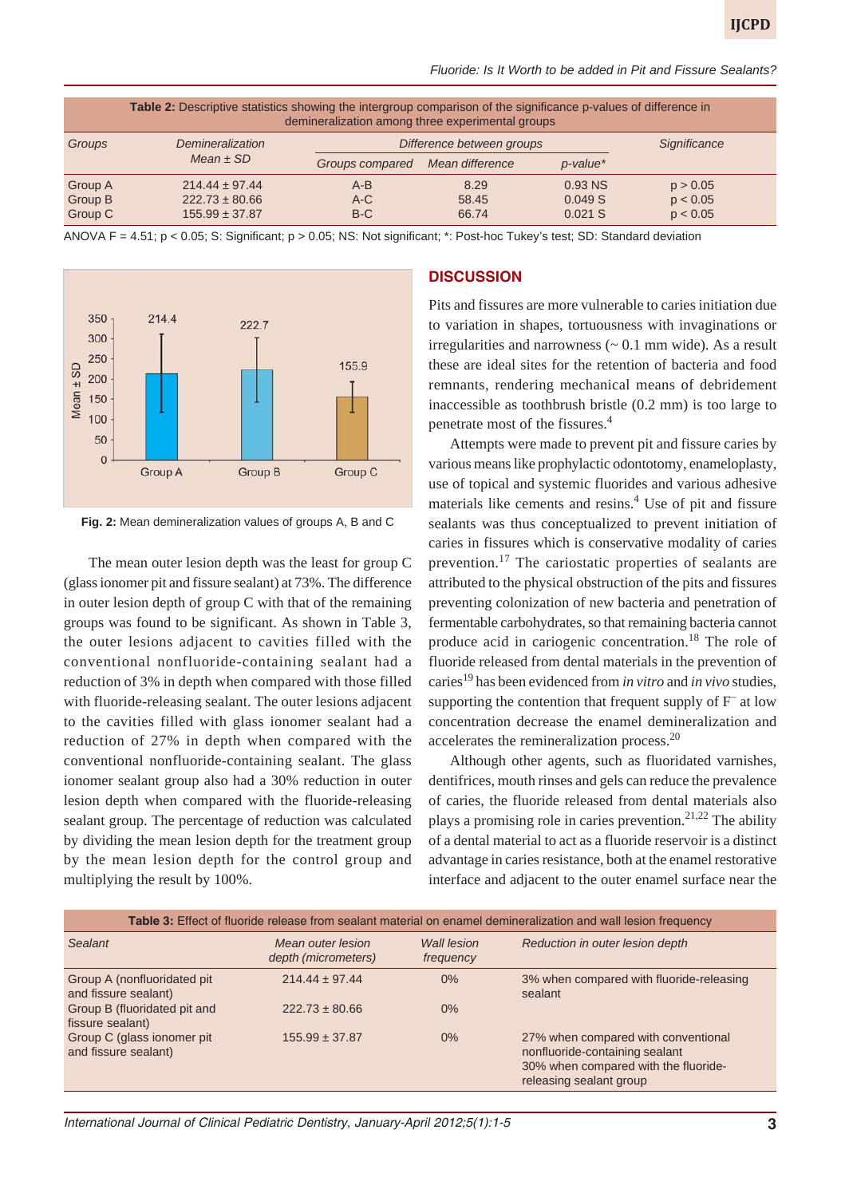**Table 2:** Descriptive statistics showing the intergroup comparison of the significance p-values of difference in demineralization among three experimental groups

| Groups | Demineralization Mean ± SD | Difference between groups | | | Significance |
|---|---|---|---|---|---|
| | | Groups compared | Mean difference | p-value* | |
| Group A | 214.44 ± 97.44 | A-B | 8.29 | 0.93 NS | p > 0.05 |
| Group B | 222.73 ± 80.66 | A-C | 58.45 | 0.049 S | p < 0.05 |
| Group C | 155.99 ± 37.87 | B-C | 66.74 | 0.021 S | p < 0.05 |

ANOVA F = 4.51; p < 0.05; S: Significant; p > 0.05; NS: Not significant; *: Post-hoc Tukey's test; SD: Standard deviation

**Fig. 2:** Mean demineralization values of groups A, B and C

The mean outer lesion depth was the least for group C (glass ionomer pit and fissure sealant) at 73%. The difference in outer lesion depth of group C with that of the remaining groups was found to be significant. As shown in Table 3, the outer lesions adjacent to cavities filled with the conventional nonfluoride-containing sealant had a reduction of 3% in depth when compared with those filled with fluoride-releasing sealant. The outer lesions adjacent to the cavities filled with glass ionomer sealant had a reduction of 27% in depth when compared with the conventional nonfluoride-containing sealant. The glass ionomer sealant group also had a 30% reduction in outer lesion depth when compared with the fluoride-releasing sealant group. The percentage of reduction was calculated by dividing the mean lesion depth for the treatment group by the mean lesion depth for the control group and multiplying the result by 100%.

## DISCUSSION

Pits and fissures are more vulnerable to caries initiation due to variation in shapes, tortuousness with invaginations or irregularities and narrowness (~ 0.1 mm wide). As a result these are ideal sites for the retention of bacteria and food remnants, rendering mechanical means of debridement inaccessible as toothbrush bristle (0.2 mm) is too large to penetrate most of the fissures.[4]

Attempts were made to prevent pit and fissure caries by various means like prophylactic odontotomy, enameloplasty, use of topical and systemic fluorides and various adhesive materials like cements and resins.[4] Use of pit and fissure sealants was thus conceptualized to prevent initiation of caries in fissures which is conservative modality of caries prevention.[17] The cariostatic properties of sealants are attributed to the physical obstruction of the pits and fissures preventing colonization of new bacteria and penetration of fermentable carbohydrates, so that remaining bacteria cannot produce acid in cariogenic concentration.[18] The role of fluoride released from dental materials in the prevention of caries[19] has been evidenced from *in vitro* and *in vivo* studies, supporting the contention that frequent supply of $F^-$ at low concentration decrease the enamel demineralization and accelerates the remineralization process.[20]

Although other agents, such as fluoridated varnishes, dentifrices, mouth rinses and gels can reduce the prevalence of caries, the fluoride released from dental materials also plays a promising role in caries prevention.[21,22] The ability of a dental material to act as a fluoride reservoir is a distinct advantage in caries resistance, both at the enamel restorative interface and adjacent to the outer enamel surface near the

**Table 3:** Effect of fluoride release from sealant material on enamel demineralization and wall lesion frequency

| Sealant | Mean outer lesion depth (micrometers) | Wall lesion frequency | Reduction in outer lesion depth |
|---|---|---|---|
| Group A (nonfluoridated pit and fissure sealant) | 214.44 ± 97.44 | 0% | 3% when compared with fluoride-releasing sealant |
| Group B (fluoridated pit and fissure sealant) | 222.73 ± 80.66 | 0% | |
| Group C (glass ionomer pit and fissure sealant) | 155.99 ± 37.87 | 0% | 27% when compared with conventional nonfluoride-containing sealant; 30% when compared with the fluoride-releasing sealant group |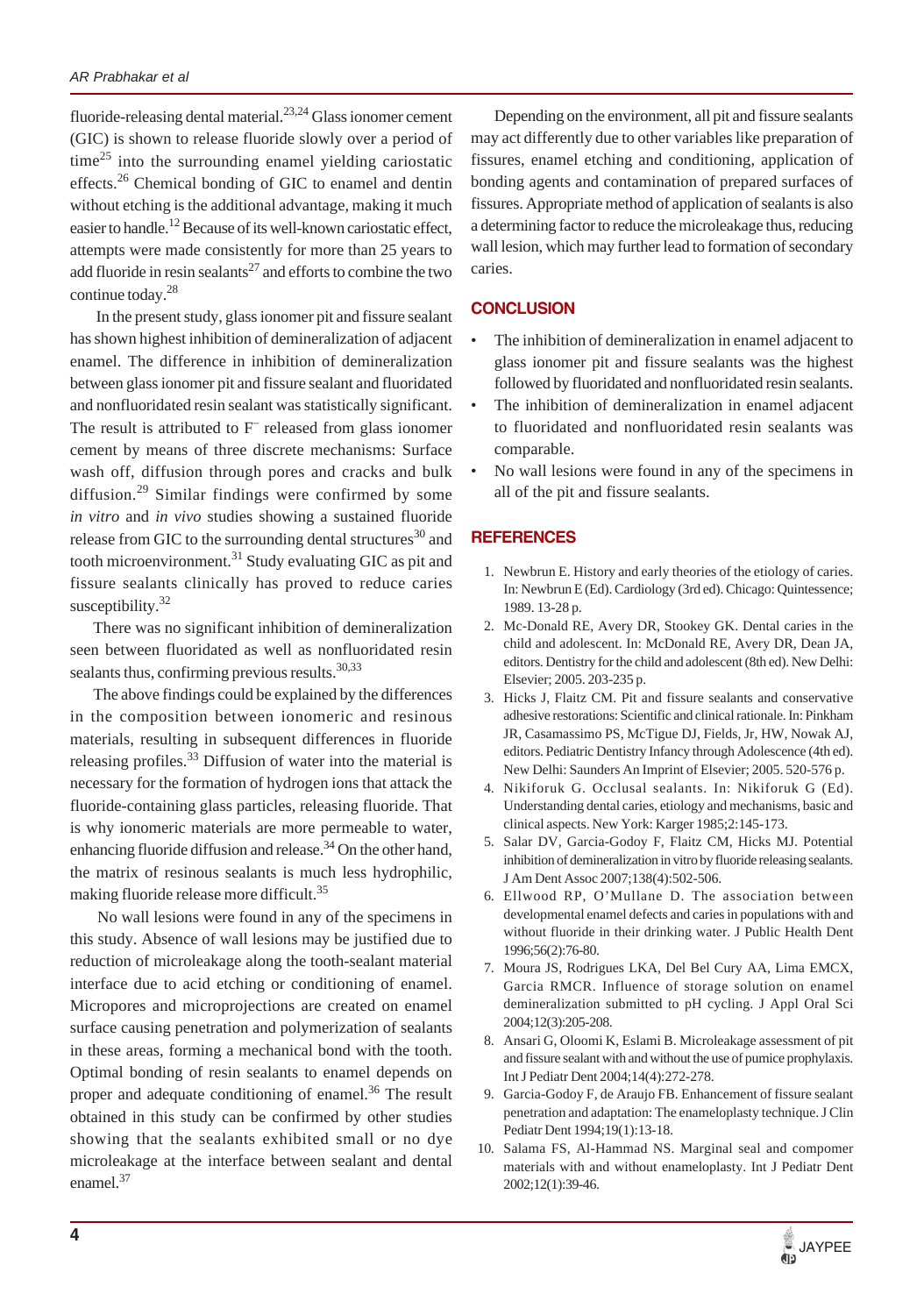fluoride-releasing dental material.[23,24] Glass ionomer cement (GIC) is shown to release fluoride slowly over a period of time[25] into the surrounding enamel yielding cariostatic effects.[26] Chemical bonding of GIC to enamel and dentin without etching is the additional advantage, making it much easier to handle.[12] Because of its well-known cariostatic effect, attempts were made consistently for more than 25 years to add fluoride in resin sealants[27] and efforts to combine the two continue today.[28]

In the present study, glass ionomer pit and fissure sealant has shown highest inhibition of demineralization of adjacent enamel. The difference in inhibition of demineralization between glass ionomer pit and fissure sealant and fluoridated and nonfluoridated resin sealant was statistically significant. The result is attributed to $F^-$ released from glass ionomer cement by means of three discrete mechanisms: Surface wash off, diffusion through pores and cracks and bulk diffusion.[29] Similar findings were confirmed by some *in vitro* and *in vivo* studies showing a sustained fluoride release from GIC to the surrounding dental structures[30] and tooth microenvironment.[31] Study evaluating GIC as pit and fissure sealants clinically has proved to reduce caries susceptibility.[32]

There was no significant inhibition of demineralization seen between fluoridated as well as nonfluoridated resin sealants thus, confirming previous results.[30,33]

The above findings could be explained by the differences in the composition between ionomeric and resinous materials, resulting in subsequent differences in fluoride releasing profiles.[33] Diffusion of water into the material is necessary for the formation of hydrogen ions that attack the fluoride-containing glass particles, releasing fluoride. That is why ionomeric materials are more permeable to water, enhancing fluoride diffusion and release.[34] On the other hand, the matrix of resinous sealants is much less hydrophilic, making fluoride release more difficult.[35]

No wall lesions were found in any of the specimens in this study. Absence of wall lesions may be justified due to reduction of microleakage along the tooth-sealant material interface due to acid etching or conditioning of enamel. Micropores and microprojections are created on enamel surface causing penetration and polymerization of sealants in these areas, forming a mechanical bond with the tooth. Optimal bonding of resin sealants to enamel depends on proper and adequate conditioning of enamel.[36] The result obtained in this study can be confirmed by other studies showing that the sealants exhibited small or no dye microleakage at the interface between sealant and dental enamel.[37]

Depending on the environment, all pit and fissure sealants may act differently due to other variables like preparation of fissures, enamel etching and conditioning, application of bonding agents and contamination of prepared surfaces of fissures. Appropriate method of application of sealants is also a determining factor to reduce the microleakage thus, reducing wall lesion, which may further lead to formation of secondary caries.

## CONCLUSION

- The inhibition of demineralization in enamel adjacent to glass ionomer pit and fissure sealants was the highest followed by fluoridated and nonfluoridated resin sealants.
- The inhibition of demineralization in enamel adjacent to fluoridated and nonfluoridated resin sealants was comparable.
- No wall lesions were found in any of the specimens in all of the pit and fissure sealants.

## REFERENCES

1. Newbrun E. History and early theories of the etiology of caries. In: Newbrun E (Ed). Cardiology (3rd ed). Chicago: Quintessence; 1989. 13-28 p.
2. Mc-Donald RE, Avery DR, Stookey GK. Dental caries in the child and adolescent. In: McDonald RE, Avery DR, Dean JA, editors. Dentistry for the child and adolescent (8th ed). New Delhi: Elsevier; 2005. 203-235 p.
3. Hicks J, Flaitz CM. Pit and fissure sealants and conservative adhesive restorations: Scientific and clinical rationale. In: Pinkham JR, Casamassimo PS, McTigue DJ, Fields, Jr, HW, Nowak AJ, editors. Pediatric Dentistry Infancy through Adolescence (4th ed). New Delhi: Saunders An Imprint of Elsevier; 2005. 520-576 p.
4. Nikiforuk G. Occlusal sealants. In: Nikiforuk G (Ed). Understanding dental caries, etiology and mechanisms, basic and clinical aspects. New York: Karger 1985;2:145-173.
5. Salar DV, Garcia-Godoy F, Flaitz CM, Hicks MJ. Potential inhibition of demineralization in vitro by fluoride releasing sealants. J Am Dent Assoc 2007;138(4):502-506.
6. Ellwood RP, O'Mullane D. The association between developmental enamel defects and caries in populations with and without fluoride in their drinking water. J Public Health Dent 1996;56(2):76-80.
7. Moura JS, Rodrigues LKA, Del Bel Cury AA, Lima EMCX, Garcia RMCR. Influence of storage solution on enamel demineralization submitted to pH cycling. J Appl Oral Sci 2004;12(3):205-208.
8. Ansari G, Oloomi K, Eslami B. Microleakage assessment of pit and fissure sealant with and without the use of pumice prophylaxis. Int J Pediatr Dent 2004;14(4):272-278.
9. Garcia-Godoy F, de Araujo FB. Enhancement of fissure sealant penetration and adaptation: The enameloplasty technique. J Clin Pediatr Dent 1994;19(1):13-18.
10. Salama FS, Al-Hammad NS. Marginal seal and compomer materials with and without enameloplasty. Int J Pediatr Dent 2002;12(1):39-46.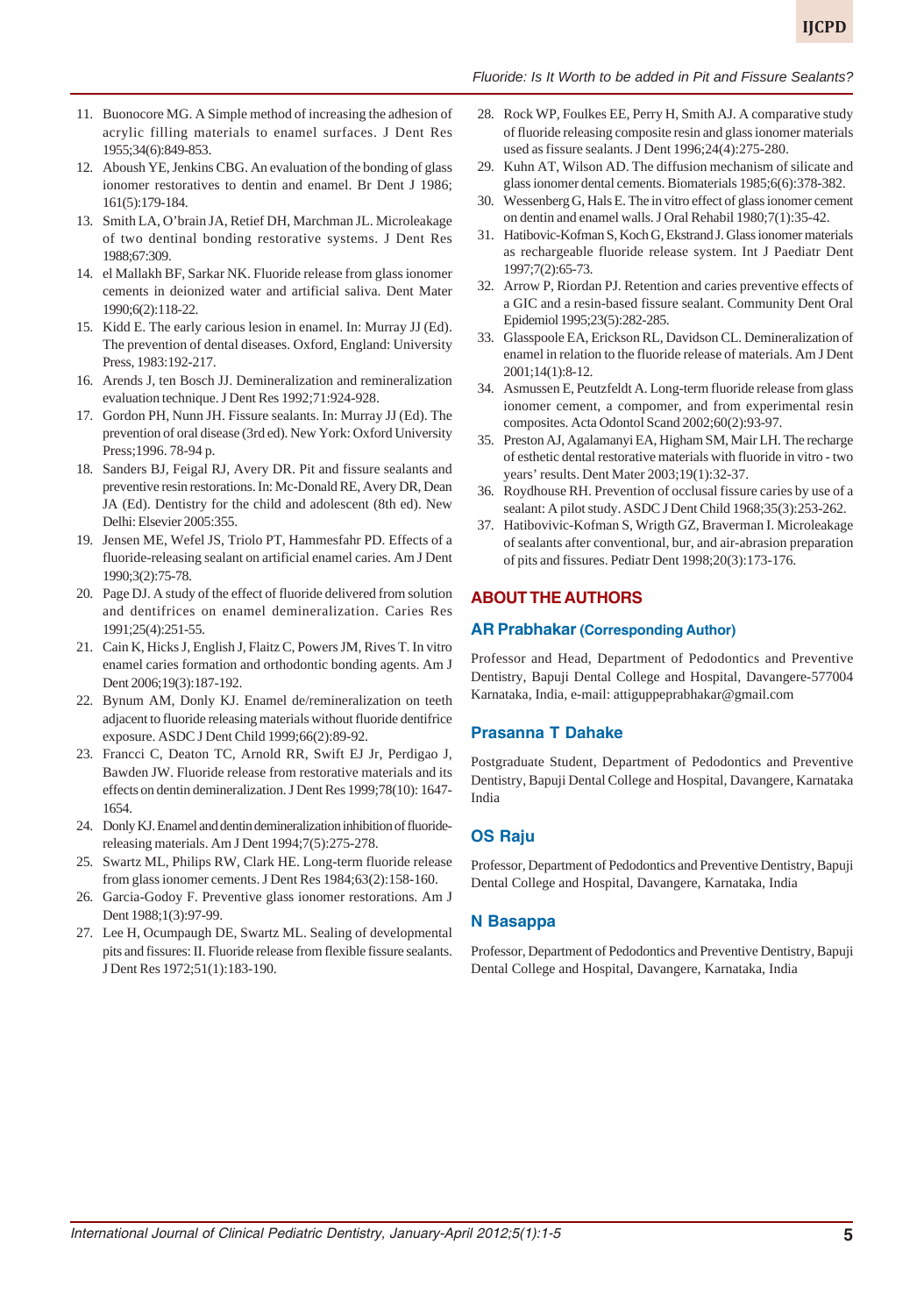11. Buonocore MG. A Simple method of increasing the adhesion of acrylic filling materials to enamel surfaces. J Dent Res 1955;34(6):849-853.
12. Aboush YE, Jenkins CBG. An evaluation of the bonding of glass ionomer restoratives to dentin and enamel. Br Dent J 1986; 161(5):179-184.
13. Smith LA, O'brain JA, Retief DH, Marchman JL. Microleakage of two dentinal bonding restorative systems. J Dent Res 1988;67:309.
14. el Mallakh BF, Sarkar NK. Fluoride release from glass ionomer cements in deionized water and artificial saliva. Dent Mater 1990;6(2):118-22.
15. Kidd E. The early carious lesion in enamel. In: Murray JJ (Ed). The prevention of dental diseases. Oxford, England: University Press, 1983:192-217.
16. Arends J, ten Bosch JJ. Demineralization and remineralization evaluation technique. J Dent Res 1992;71:924-928.
17. Gordon PH, Nunn JH. Fissure sealants. In: Murray JJ (Ed). The prevention of oral disease (3rd ed). New York: Oxford University Press;1996. 78-94 p.
18. Sanders BJ, Feigal RJ, Avery DR. Pit and fissure sealants and preventive resin restorations. In: Mc-Donald RE, Avery DR, Dean JA (Ed). Dentistry for the child and adolescent (8th ed). New Delhi: Elsevier 2005:355.
19. Jensen ME, Wefel JS, Triolo PT, Hammesfahr PD. Effects of a fluoride-releasing sealant on artificial enamel caries. Am J Dent 1990;3(2):75-78.
20. Page DJ. A study of the effect of fluoride delivered from solution and dentifrices on enamel demineralization. Caries Res 1991;25(4):251-55.
21. Cain K, Hicks J, English J, Flaitz C, Powers JM, Rives T. In vitro enamel caries formation and orthodontic bonding agents. Am J Dent 2006;19(3):187-192.
22. Bynum AM, Donly KJ. Enamel de/remineralization on teeth adjacent to fluoride releasing materials without fluoride dentifrice exposure. ASDC J Dent Child 1999;66(2):89-92.
23. Francci C, Deaton TC, Arnold RR, Swift EJ Jr, Perdigao J, Bawden JW. Fluoride release from restorative materials and its effects on dentin demineralization. J Dent Res 1999;78(10): 1647-1654.
24. Donly KJ. Enamel and dentin demineralization inhibition of fluoride-releasing materials. Am J Dent 1994;7(5):275-278.
25. Swartz ML, Philips RW, Clark HE. Long-term fluoride release from glass ionomer cements. J Dent Res 1984;63(2):158-160.
26. Garcia-Godoy F. Preventive glass ionomer restorations. Am J Dent 1988;1(3):97-99.
27. Lee H, Ocumpaugh DE, Swartz ML. Sealing of developmental pits and fissures: II. Fluoride release from flexible fissure sealants. J Dent Res 1972;51(1):183-190.
28. Rock WP, Foulkes EE, Perry H, Smith AJ. A comparative study of fluoride releasing composite resin and glass ionomer materials used as fissure sealants. J Dent 1996;24(4):275-280.
29. Kuhn AT, Wilson AD. The diffusion mechanism of silicate and glass ionomer dental cements. Biomaterials 1985;6(6):378-382.
30. Wessenberg G, Hals E. The in vitro effect of glass ionomer cement on dentin and enamel walls. J Oral Rehabil 1980;7(1):35-42.
31. Hatibovic-Kofman S, Koch G, Ekstrand J. Glass ionomer materials as rechargeable fluoride release system. Int J Paediatr Dent 1997;7(2):65-73.
32. Arrow P, Riordan PJ. Retention and caries preventive effects of a GIC and a resin-based fissure sealant. Community Dent Oral Epidemiol 1995;23(5):282-285.
33. Glasspoole EA, Erickson RL, Davidson CL. Demineralization of enamel in relation to the fluoride release of materials. Am J Dent 2001;14(1):8-12.
34. Asmussen E, Peutzfeldt A. Long-term fluoride release from glass ionomer cement, a compomer, and from experimental resin composites. Acta Odontol Scand 2002;60(2):93-97.
35. Preston AJ, Agalamanyi EA, Higham SM, Mair LH. The recharge of esthetic dental restorative materials with fluoride in vitro - two years' results. Dent Mater 2003;19(1):32-37.
36. Roydhouse RH. Prevention of occlusal fissure caries by use of a sealant: A pilot study. ASDC J Dent Child 1968;35(3):253-262.
37. Hatibovivic-Kofman S, Wrigth GZ, Braverman I. Microleakage of sealants after conventional, bur, and air-abrasion preparation of pits and fissures. Pediatr Dent 1998;20(3):173-176.

## ABOUT THE AUTHORS

### AR Prabhakar (Corresponding Author)

Professor and Head, Department of Pedodontics and Preventive Dentistry, Bapuji Dental College and Hospital, Davangere-577004 Karnataka, India, e-mail: attiguppeprabhakar@gmail.com

### Prasanna T Dahake

Postgraduate Student, Department of Pedodontics and Preventive Dentistry, Bapuji Dental College and Hospital, Davangere, Karnataka India

### OS Raju

Professor, Department of Pedodontics and Preventive Dentistry, Bapuji Dental College and Hospital, Davangere, Karnataka, India

### N Basappa

Professor, Department of Pedodontics and Preventive Dentistry, Bapuji Dental College and Hospital, Davangere, Karnataka, India